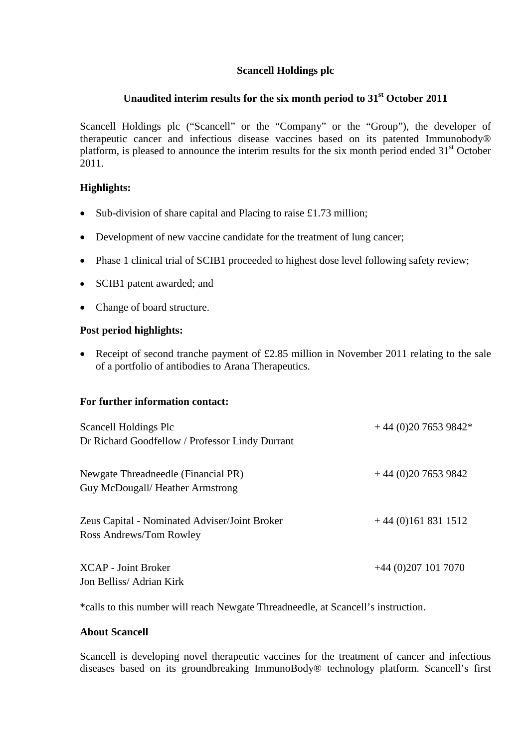# Scancell Holdings plc

## Unaudited interim results for the six month period to 31st October 2011

Scancell Holdings plc ("Scancell" or the "Company" or the "Group"), the developer of therapeutic cancer and infectious disease vaccines based on its patented Immunobody® platform, is pleased to announce the interim results for the six month period ended 31st October 2011.

**Highlights:**

- Sub-division of share capital and Placing to raise £1.73 million;
- Development of new vaccine candidate for the treatment of lung cancer;
- Phase 1 clinical trial of SCIB1 proceeded to highest dose level following safety review;
- SCIB1 patent awarded; and
- Change of board structure.

**Post period highlights:**

- Receipt of second tranche payment of £2.85 million in November 2011 relating to the sale of a portfolio of antibodies to Arana Therapeutics.

**For further information contact:**

| | |
|---|---|
| Scancell Holdings Plc<br>Dr Richard Goodfellow / Professor Lindy Durrant | + 44 (0)20 7653 9842* |
| Newgate Threadneedle (Financial PR)<br>Guy McDougall/ Heather Armstrong | + 44 (0)20 7653 9842 |
| Zeus Capital - Nominated Adviser/Joint Broker<br>Ross Andrews/Tom Rowley | + 44 (0)161 831 1512 |
| XCAP - Joint Broker<br>Jon Belliss/ Adrian Kirk | +44 (0)207 101 7070 |

*calls to this number will reach Newgate Threadneedle, at Scancell's instruction.

**About Scancell**

Scancell is developing novel therapeutic vaccines for the treatment of cancer and infectious diseases based on its groundbreaking ImmunoBody® technology platform. Scancell's first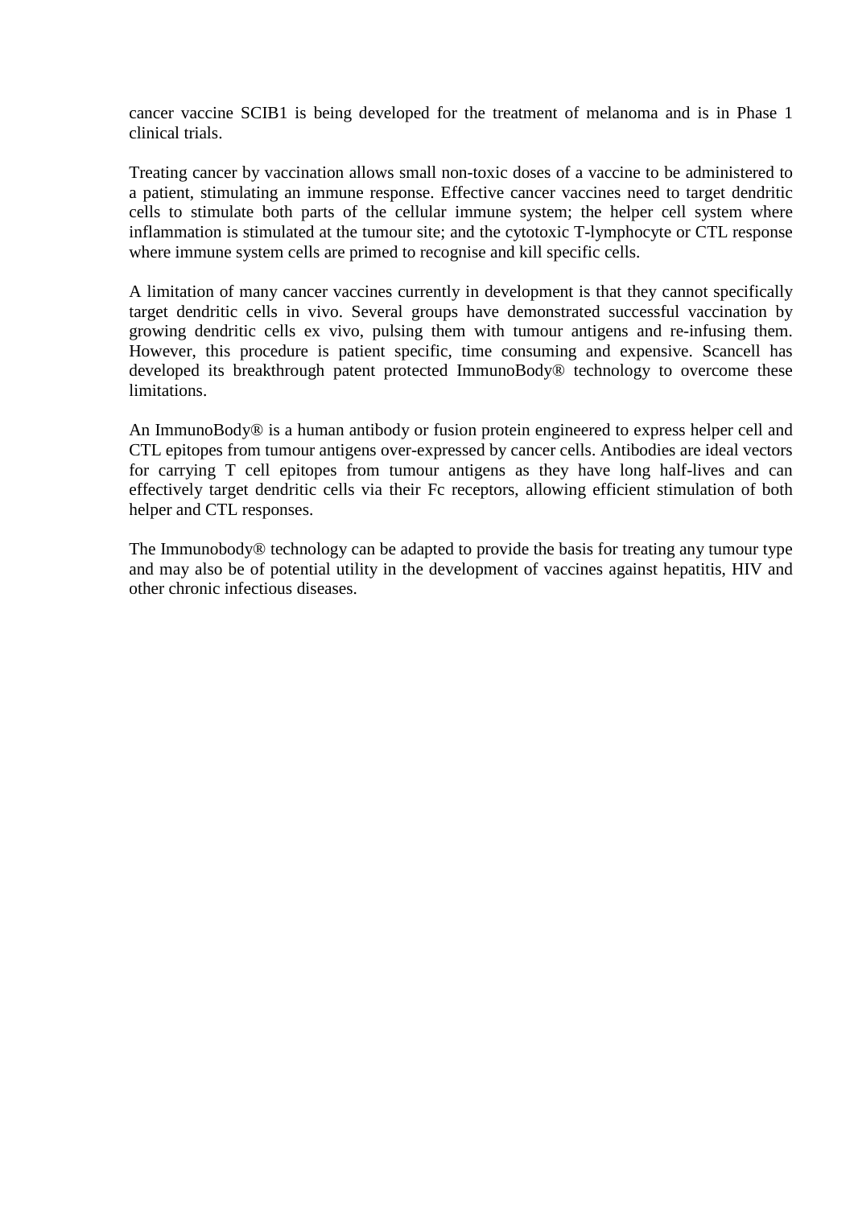cancer vaccine SCIB1 is being developed for the treatment of melanoma and is in Phase 1 clinical trials.

Treating cancer by vaccination allows small non-toxic doses of a vaccine to be administered to a patient, stimulating an immune response. Effective cancer vaccines need to target dendritic cells to stimulate both parts of the cellular immune system; the helper cell system where inflammation is stimulated at the tumour site; and the cytotoxic T-lymphocyte or CTL response where immune system cells are primed to recognise and kill specific cells.

A limitation of many cancer vaccines currently in development is that they cannot specifically target dendritic cells in vivo. Several groups have demonstrated successful vaccination by growing dendritic cells ex vivo, pulsing them with tumour antigens and re-infusing them. However, this procedure is patient specific, time consuming and expensive. Scancell has developed its breakthrough patent protected ImmunoBody® technology to overcome these limitations.

An ImmunoBody® is a human antibody or fusion protein engineered to express helper cell and CTL epitopes from tumour antigens over-expressed by cancer cells. Antibodies are ideal vectors for carrying T cell epitopes from tumour antigens as they have long half-lives and can effectively target dendritic cells via their Fc receptors, allowing efficient stimulation of both helper and CTL responses.

The Immunobody® technology can be adapted to provide the basis for treating any tumour type and may also be of potential utility in the development of vaccines against hepatitis, HIV and other chronic infectious diseases.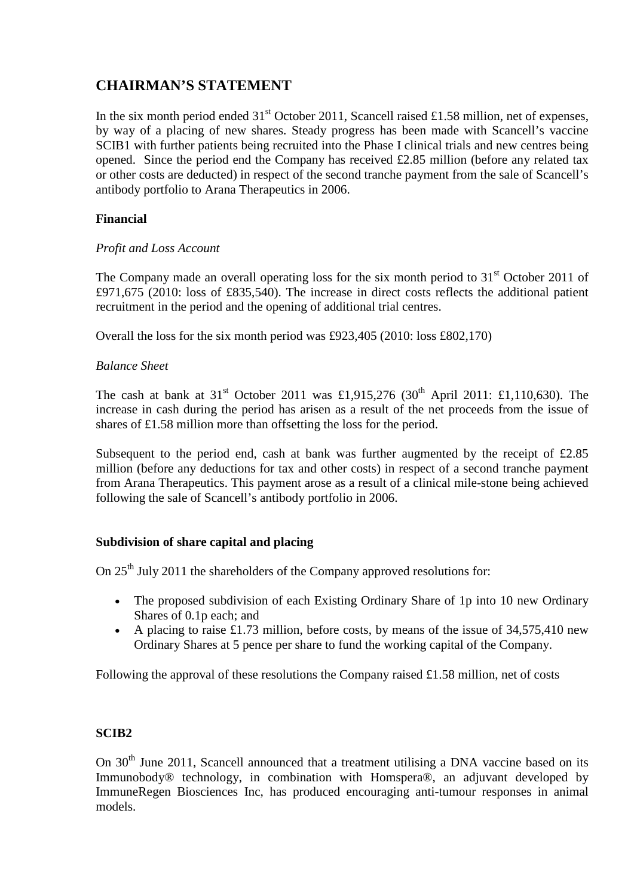# CHAIRMAN'S STATEMENT

In the six month period ended 31st October 2011, Scancell raised £1.58 million, net of expenses, by way of a placing of new shares. Steady progress has been made with Scancell's vaccine SCIB1 with further patients being recruited into the Phase I clinical trials and new centres being opened. Since the period end the Company has received £2.85 million (before any related tax or other costs are deducted) in respect of the second tranche payment from the sale of Scancell's antibody portfolio to Arana Therapeutics in 2006.

### Financial

*Profit and Loss Account*

The Company made an overall operating loss for the six month period to 31st October 2011 of £971,675 (2010: loss of £835,540). The increase in direct costs reflects the additional patient recruitment in the period and the opening of additional trial centres.

Overall the loss for the six month period was £923,405 (2010: loss £802,170)

*Balance Sheet*

The cash at bank at 31st October 2011 was £1,915,276 (30th April 2011: £1,110,630). The increase in cash during the period has arisen as a result of the net proceeds from the issue of shares of £1.58 million more than offsetting the loss for the period.

Subsequent to the period end, cash at bank was further augmented by the receipt of £2.85 million (before any deductions for tax and other costs) in respect of a second tranche payment from Arana Therapeutics. This payment arose as a result of a clinical mile-stone being achieved following the sale of Scancell's antibody portfolio in 2006.

### Subdivision of share capital and placing

On 25th July 2011 the shareholders of the Company approved resolutions for:

- The proposed subdivision of each Existing Ordinary Share of 1p into 10 new Ordinary Shares of 0.1p each; and
- A placing to raise £1.73 million, before costs, by means of the issue of 34,575,410 new Ordinary Shares at 5 pence per share to fund the working capital of the Company.

Following the approval of these resolutions the Company raised £1.58 million, net of costs

### SCIB2

On 30th June 2011, Scancell announced that a treatment utilising a DNA vaccine based on its Immunobody® technology, in combination with Homspera®, an adjuvant developed by ImmuneRegen Biosciences Inc, has produced encouraging anti-tumour responses in animal models.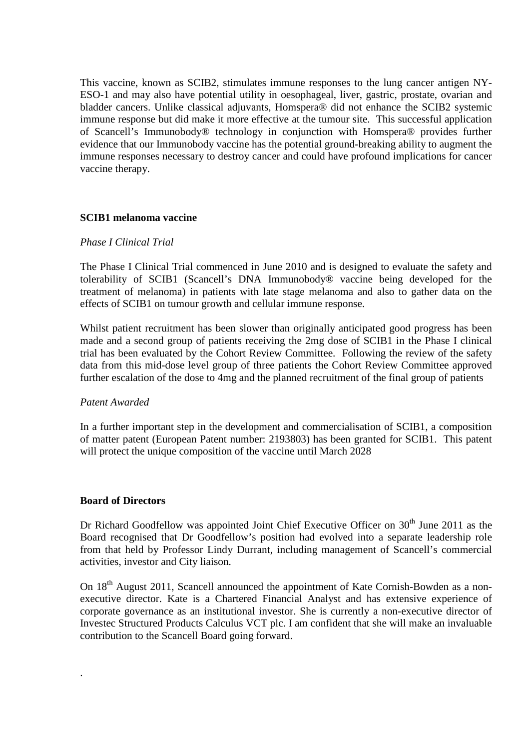This vaccine, known as SCIB2, stimulates immune responses to the lung cancer antigen NY-ESO-1 and may also have potential utility in oesophageal, liver, gastric, prostate, ovarian and bladder cancers. Unlike classical adjuvants, Homspera® did not enhance the SCIB2 systemic immune response but did make it more effective at the tumour site. This successful application of Scancell's Immunobody® technology in conjunction with Homspera® provides further evidence that our Immunobody vaccine has the potential ground-breaking ability to augment the immune responses necessary to destroy cancer and could have profound implications for cancer vaccine therapy.

**SCIB1 melanoma vaccine**

*Phase I Clinical Trial*

The Phase I Clinical Trial commenced in June 2010 and is designed to evaluate the safety and tolerability of SCIB1 (Scancell's DNA Immunobody® vaccine being developed for the treatment of melanoma) in patients with late stage melanoma and also to gather data on the effects of SCIB1 on tumour growth and cellular immune response.

Whilst patient recruitment has been slower than originally anticipated good progress has been made and a second group of patients receiving the 2mg dose of SCIB1 in the Phase I clinical trial has been evaluated by the Cohort Review Committee. Following the review of the safety data from this mid-dose level group of three patients the Cohort Review Committee approved further escalation of the dose to 4mg and the planned recruitment of the final group of patients

*Patent Awarded*

In a further important step in the development and commercialisation of SCIB1, a composition of matter patent (European Patent number: 2193803) has been granted for SCIB1. This patent will protect the unique composition of the vaccine until March 2028

**Board of Directors**

Dr Richard Goodfellow was appointed Joint Chief Executive Officer on 30th June 2011 as the Board recognised that Dr Goodfellow's position had evolved into a separate leadership role from that held by Professor Lindy Durrant, including management of Scancell's commercial activities, investor and City liaison.

On 18th August 2011, Scancell announced the appointment of Kate Cornish-Bowden as a non-executive director. Kate is a Chartered Financial Analyst and has extensive experience of corporate governance as an institutional investor. She is currently a non-executive director of Investec Structured Products Calculus VCT plc. I am confident that she will make an invaluable contribution to the Scancell Board going forward.

.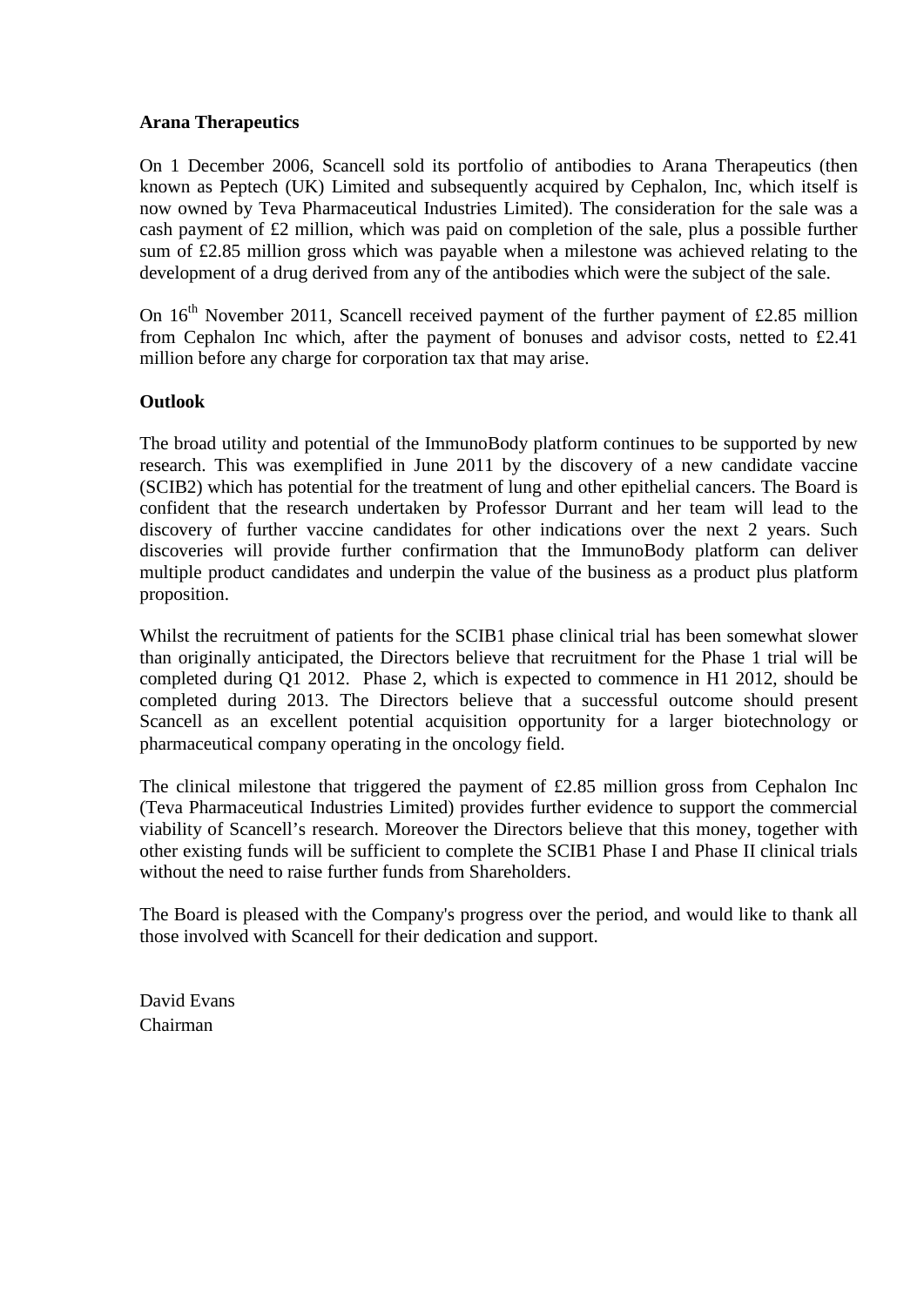**Arana Therapeutics**

On 1 December 2006, Scancell sold its portfolio of antibodies to Arana Therapeutics (then known as Peptech (UK) Limited and subsequently acquired by Cephalon, Inc, which itself is now owned by Teva Pharmaceutical Industries Limited). The consideration for the sale was a cash payment of £2 million, which was paid on completion of the sale, plus a possible further sum of £2.85 million gross which was payable when a milestone was achieved relating to the development of a drug derived from any of the antibodies which were the subject of the sale.

On 16th November 2011, Scancell received payment of the further payment of £2.85 million from Cephalon Inc which, after the payment of bonuses and advisor costs, netted to £2.41 million before any charge for corporation tax that may arise.

**Outlook**

The broad utility and potential of the ImmunoBody platform continues to be supported by new research. This was exemplified in June 2011 by the discovery of a new candidate vaccine (SCIB2) which has potential for the treatment of lung and other epithelial cancers. The Board is confident that the research undertaken by Professor Durrant and her team will lead to the discovery of further vaccine candidates for other indications over the next 2 years. Such discoveries will provide further confirmation that the ImmunoBody platform can deliver multiple product candidates and underpin the value of the business as a product plus platform proposition.

Whilst the recruitment of patients for the SCIB1 phase clinical trial has been somewhat slower than originally anticipated, the Directors believe that recruitment for the Phase 1 trial will be completed during Q1 2012. Phase 2, which is expected to commence in H1 2012, should be completed during 2013. The Directors believe that a successful outcome should present Scancell as an excellent potential acquisition opportunity for a larger biotechnology or pharmaceutical company operating in the oncology field.

The clinical milestone that triggered the payment of £2.85 million gross from Cephalon Inc (Teva Pharmaceutical Industries Limited) provides further evidence to support the commercial viability of Scancell's research. Moreover the Directors believe that this money, together with other existing funds will be sufficient to complete the SCIB1 Phase I and Phase II clinical trials without the need to raise further funds from Shareholders.

The Board is pleased with the Company's progress over the period, and would like to thank all those involved with Scancell for their dedication and support.

David Evans
Chairman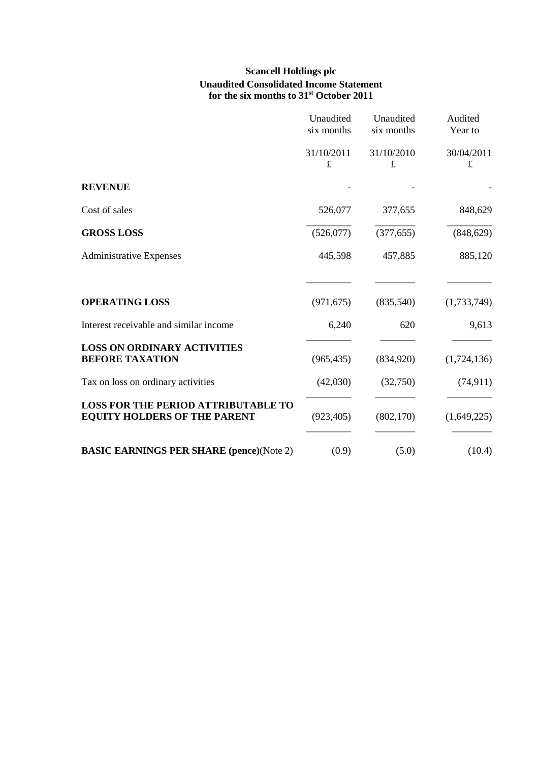**Scancell Holdings plc**
**Unaudited Consolidated Income Statement**
**for the six months to 31st October 2011**

| | Unaudited six months | Unaudited six months | Audited Year to |
|---|---|---|---|
| | 31/10/2011 £ | 31/10/2010 £ | 30/04/2011 £ |
| **REVENUE** | - | - | - |
| Cost of sales | 526,077 | 377,655 | 848,629 |
| **GROSS LOSS** | (526,077) | (377,655) | (848,629) |
| Administrative Expenses | 445,598 | 457,885 | 885,120 |
| **OPERATING LOSS** | (971,675) | (835,540) | (1,733,749) |
| Interest receivable and similar income | 6,240 | 620 | 9,613 |
| **LOSS ON ORDINARY ACTIVITIES BEFORE TAXATION** | (965,435) | (834,920) | (1,724,136) |
| Tax on loss on ordinary activities | (42,030) | (32,750) | (74,911) |
| **LOSS FOR THE PERIOD ATTRIBUTABLE TO EQUITY HOLDERS OF THE PARENT** | (923,405) | (802,170) | (1,649,225) |
| **BASIC EARNINGS PER SHARE (pence)**(Note 2) | (0.9) | (5.0) | (10.4) |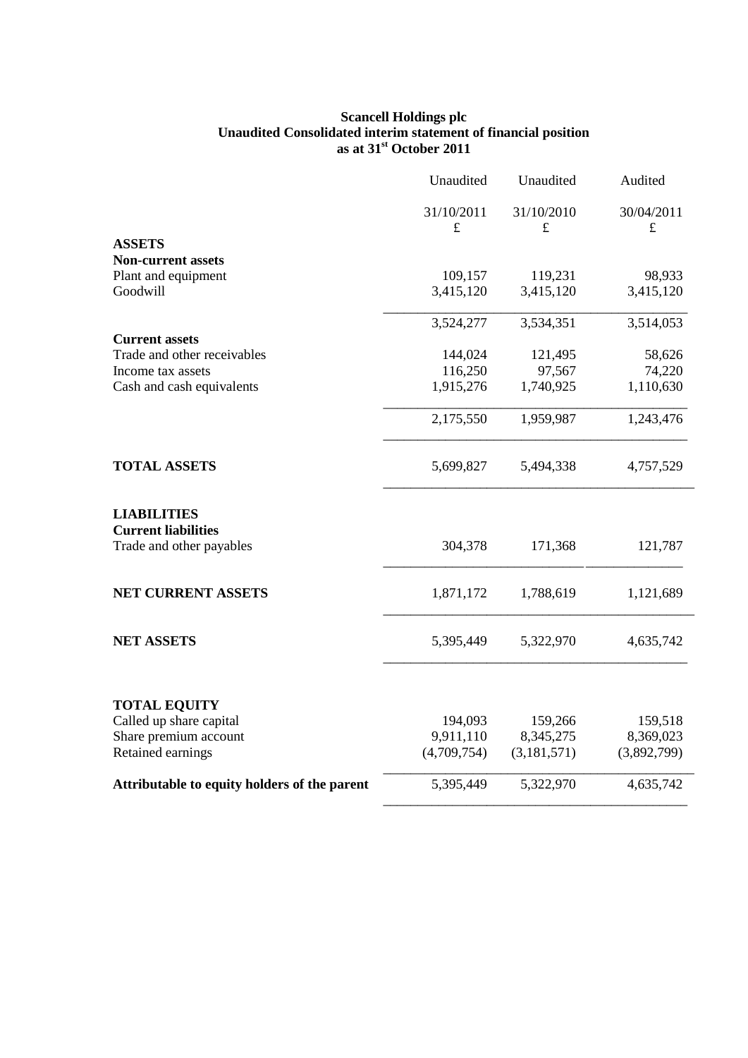**Scancell Holdings plc**
**Unaudited Consolidated interim statement of financial position**
**as at 31st October 2011**

| | Unaudited | Unaudited | Audited |
|---|---|---|---|
| | 31/10/2011 £ | 31/10/2010 £ | 30/04/2011 £ |
| **ASSETS** | | | |
| **Non-current assets** | | | |
| Plant and equipment | 109,157 | 119,231 | 98,933 |
| Goodwill | 3,415,120 | 3,415,120 | 3,415,120 |
| | 3,524,277 | 3,534,351 | 3,514,053 |
| **Current assets** | | | |
| Trade and other receivables | 144,024 | 121,495 | 58,626 |
| Income tax assets | 116,250 | 97,567 | 74,220 |
| Cash and cash equivalents | 1,915,276 | 1,740,925 | 1,110,630 |
| | 2,175,550 | 1,959,987 | 1,243,476 |
| **TOTAL ASSETS** | 5,699,827 | 5,494,338 | 4,757,529 |
| **LIABILITIES** | | | |
| **Current liabilities** | | | |
| Trade and other payables | 304,378 | 171,368 | 121,787 |
| **NET CURRENT ASSETS** | 1,871,172 | 1,788,619 | 1,121,689 |
| **NET ASSETS** | 5,395,449 | 5,322,970 | 4,635,742 |
| **TOTAL EQUITY** | | | |
| Called up share capital | 194,093 | 159,266 | 159,518 |
| Share premium account | 9,911,110 | 8,345,275 | 8,369,023 |
| Retained earnings | (4,709,754) | (3,181,571) | (3,892,799) |
| **Attributable to equity holders of the parent** | 5,395,449 | 5,322,970 | 4,635,742 |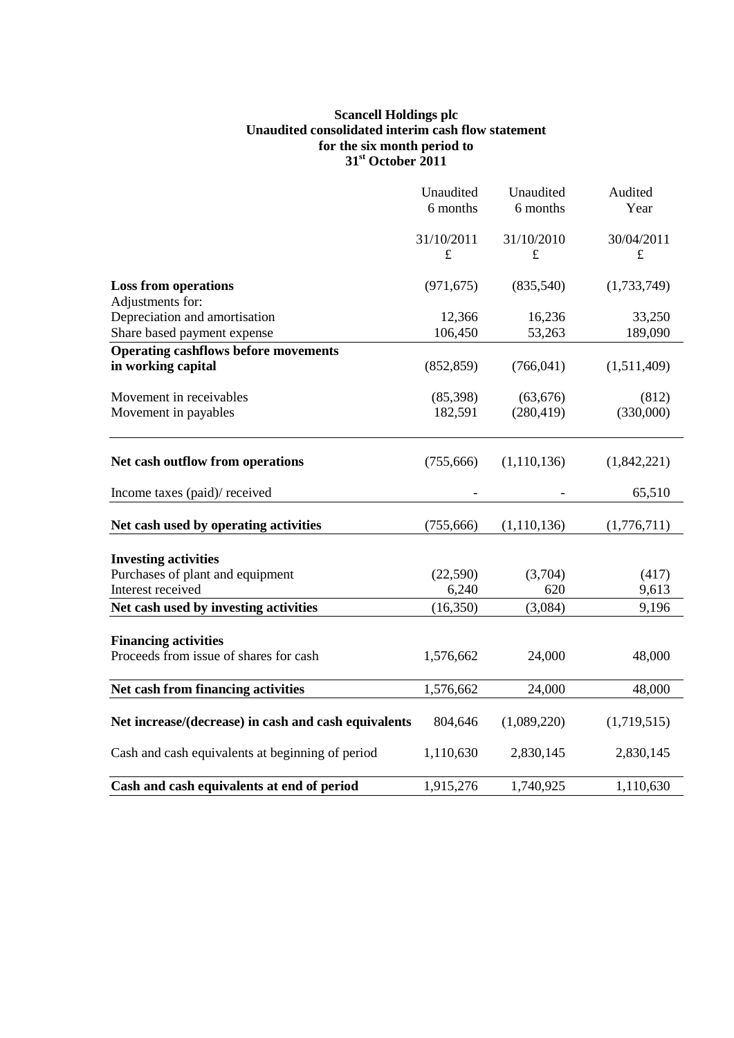**Scancell Holdings plc**
**Unaudited consolidated interim cash flow statement**
**for the six month period to**
**31st October 2011**

| | Unaudited 6 months | Unaudited 6 months | Audited Year |
|---|---|---|---|
| | 31/10/2011 £ | 31/10/2010 £ | 30/04/2011 £ |
| **Loss from operations** | (971,675) | (835,540) | (1,733,749) |
| Adjustments for: | | | |
| Depreciation and amortisation | 12,366 | 16,236 | 33,250 |
| Share based payment expense | 106,450 | 53,263 | 189,090 |
| **Operating cashflows before movements in working capital** | (852,859) | (766,041) | (1,511,409) |
| Movement in receivables | (85,398) | (63,676) | (812) |
| Movement in payables | 182,591 | (280,419) | (330,000) |
| **Net cash outflow from operations** | (755,666) | (1,110,136) | (1,842,221) |
| Income taxes (paid)/ received | - | - | 65,510 |
| **Net cash used by operating activities** | (755,666) | (1,110,136) | (1,776,711) |
| **Investing activities** | | | |
| Purchases of plant and equipment | (22,590) | (3,704) | (417) |
| Interest received | 6,240 | 620 | 9,613 |
| **Net cash used by investing activities** | (16,350) | (3,084) | 9,196 |
| **Financing activities** | | | |
| Proceeds from issue of shares for cash | 1,576,662 | 24,000 | 48,000 |
| **Net cash from financing activities** | 1,576,662 | 24,000 | 48,000 |
| **Net increase/(decrease) in cash and cash equivalents** | 804,646 | (1,089,220) | (1,719,515) |
| Cash and cash equivalents at beginning of period | 1,110,630 | 2,830,145 | 2,830,145 |
| **Cash and cash equivalents at end of period** | 1,915,276 | 1,740,925 | 1,110,630 |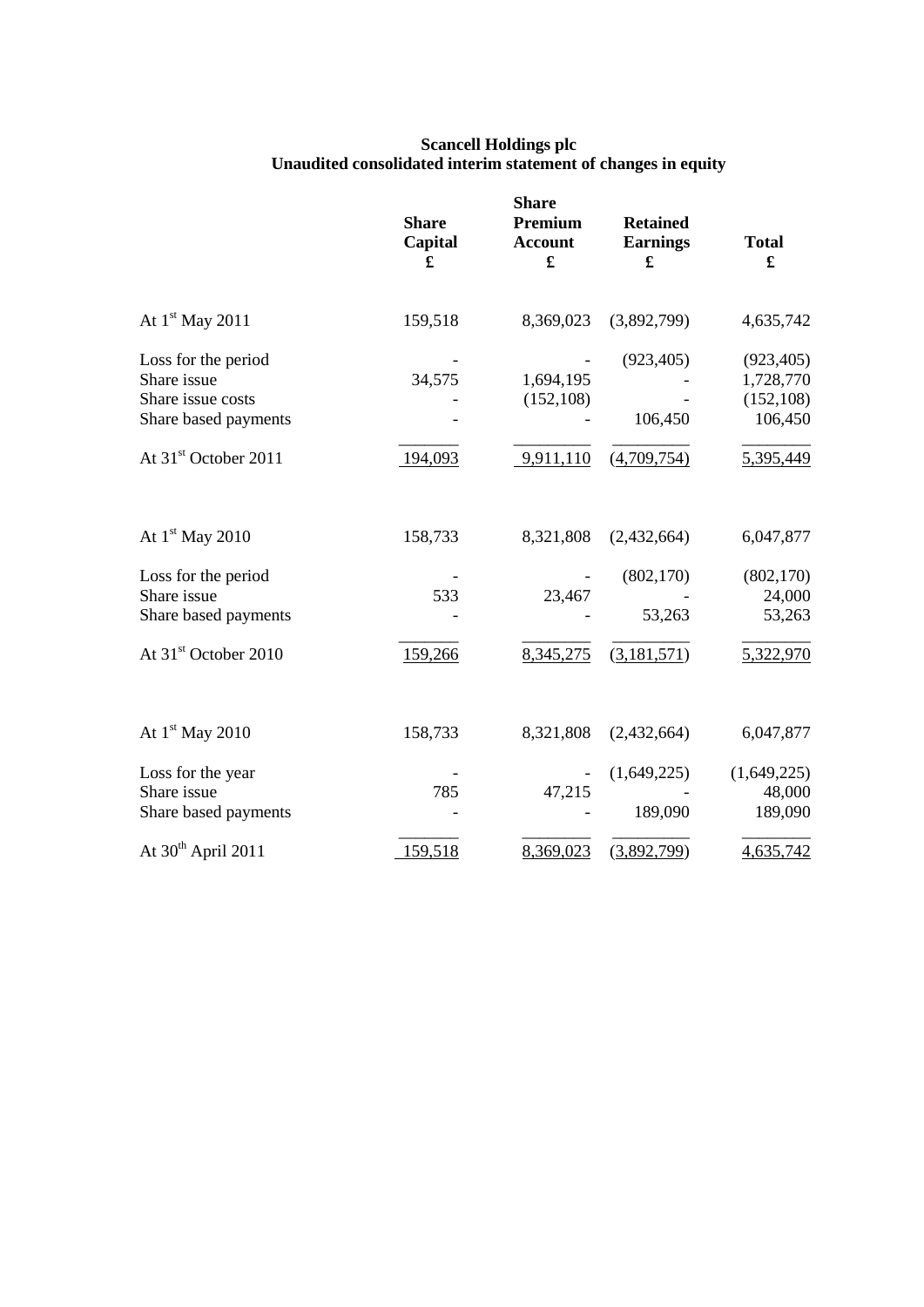**Scancell Holdings plc**
**Unaudited consolidated interim statement of changes in equity**

| | Share Capital £ | Share Premium Account £ | Retained Earnings £ | Total £ |
|---|---|---|---|---|
| At 1st May 2011 | 159,518 | 8,369,023 | (3,892,799) | 4,635,742 |
| Loss for the period | - | - | (923,405) | (923,405) |
| Share issue | 34,575 | 1,694,195 | - | 1,728,770 |
| Share issue costs | - | (152,108) | - | (152,108) |
| Share based payments | - | - | 106,450 | 106,450 |
| At 31st October 2011 | 194,093 | 9,911,110 | (4,709,754) | 5,395,449 |
| | | | | |
| At 1st May 2010 | 158,733 | 8,321,808 | (2,432,664) | 6,047,877 |
| Loss for the period | - | - | (802,170) | (802,170) |
| Share issue | 533 | 23,467 | - | 24,000 |
| Share based payments | - | - | 53,263 | 53,263 |
| At 31st October 2010 | 159,266 | 8,345,275 | (3,181,571) | 5,322,970 |
| | | | | |
| At 1st May 2010 | 158,733 | 8,321,808 | (2,432,664) | 6,047,877 |
| Loss for the year | - | - | (1,649,225) | (1,649,225) |
| Share issue | 785 | 47,215 | - | 48,000 |
| Share based payments | - | - | 189,090 | 189,090 |
| At 30th April 2011 | 159,518 | 8,369,023 | (3,892,799) | 4,635,742 |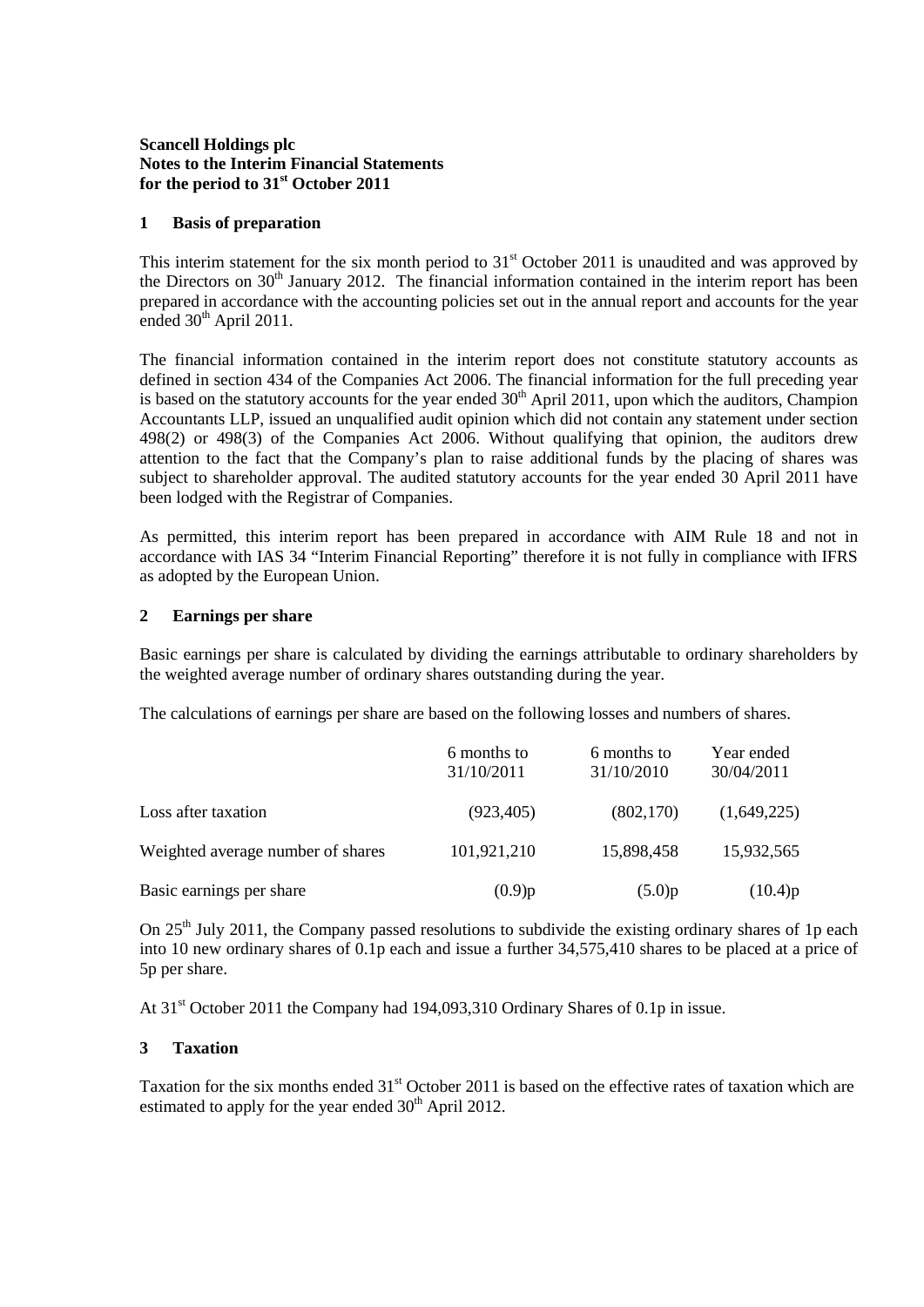**Scancell Holdings plc**
**Notes to the Interim Financial Statements**
**for the period to 31st October 2011**

## 1 Basis of preparation

This interim statement for the six month period to 31st October 2011 is unaudited and was approved by the Directors on 30th January 2012. The financial information contained in the interim report has been prepared in accordance with the accounting policies set out in the annual report and accounts for the year ended 30th April 2011.

The financial information contained in the interim report does not constitute statutory accounts as defined in section 434 of the Companies Act 2006. The financial information for the full preceding year is based on the statutory accounts for the year ended 30th April 2011, upon which the auditors, Champion Accountants LLP, issued an unqualified audit opinion which did not contain any statement under section 498(2) or 498(3) of the Companies Act 2006. Without qualifying that opinion, the auditors drew attention to the fact that the Company's plan to raise additional funds by the placing of shares was subject to shareholder approval. The audited statutory accounts for the year ended 30 April 2011 have been lodged with the Registrar of Companies.

As permitted, this interim report has been prepared in accordance with AIM Rule 18 and not in accordance with IAS 34 "Interim Financial Reporting" therefore it is not fully in compliance with IFRS as adopted by the European Union.

## 2 Earnings per share

Basic earnings per share is calculated by dividing the earnings attributable to ordinary shareholders by the weighted average number of ordinary shares outstanding during the year.

The calculations of earnings per share are based on the following losses and numbers of shares.

| | 6 months to 31/10/2011 | 6 months to 31/10/2010 | Year ended 30/04/2011 |
|---|---|---|---|
| Loss after taxation | (923,405) | (802,170) | (1,649,225) |
| Weighted average number of shares | 101,921,210 | 15,898,458 | 15,932,565 |
| Basic earnings per share | (0.9)p | (5.0)p | (10.4)p |

On 25th July 2011, the Company passed resolutions to subdivide the existing ordinary shares of 1p each into 10 new ordinary shares of 0.1p each and issue a further 34,575,410 shares to be placed at a price of 5p per share.

At 31st October 2011 the Company had 194,093,310 Ordinary Shares of 0.1p in issue.

## 3 Taxation

Taxation for the six months ended 31st October 2011 is based on the effective rates of taxation which are estimated to apply for the year ended 30th April 2012.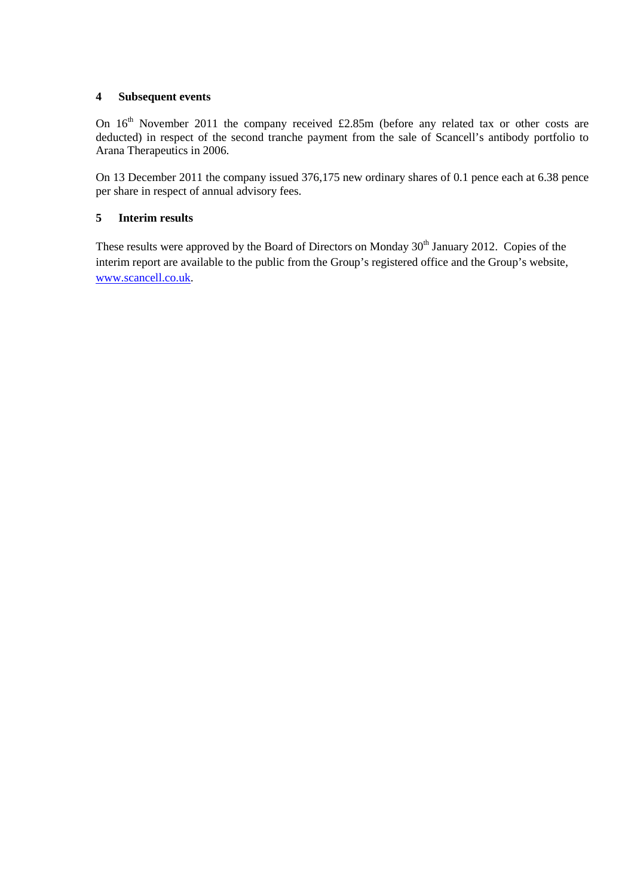## 4 Subsequent events

On 16th November 2011 the company received £2.85m (before any related tax or other costs are deducted) in respect of the second tranche payment from the sale of Scancell's antibody portfolio to Arana Therapeutics in 2006.

On 13 December 2011 the company issued 376,175 new ordinary shares of 0.1 pence each at 6.38 pence per share in respect of annual advisory fees.

## 5 Interim results

These results were approved by the Board of Directors on Monday 30th January 2012. Copies of the interim report are available to the public from the Group's registered office and the Group's website, www.scancell.co.uk.